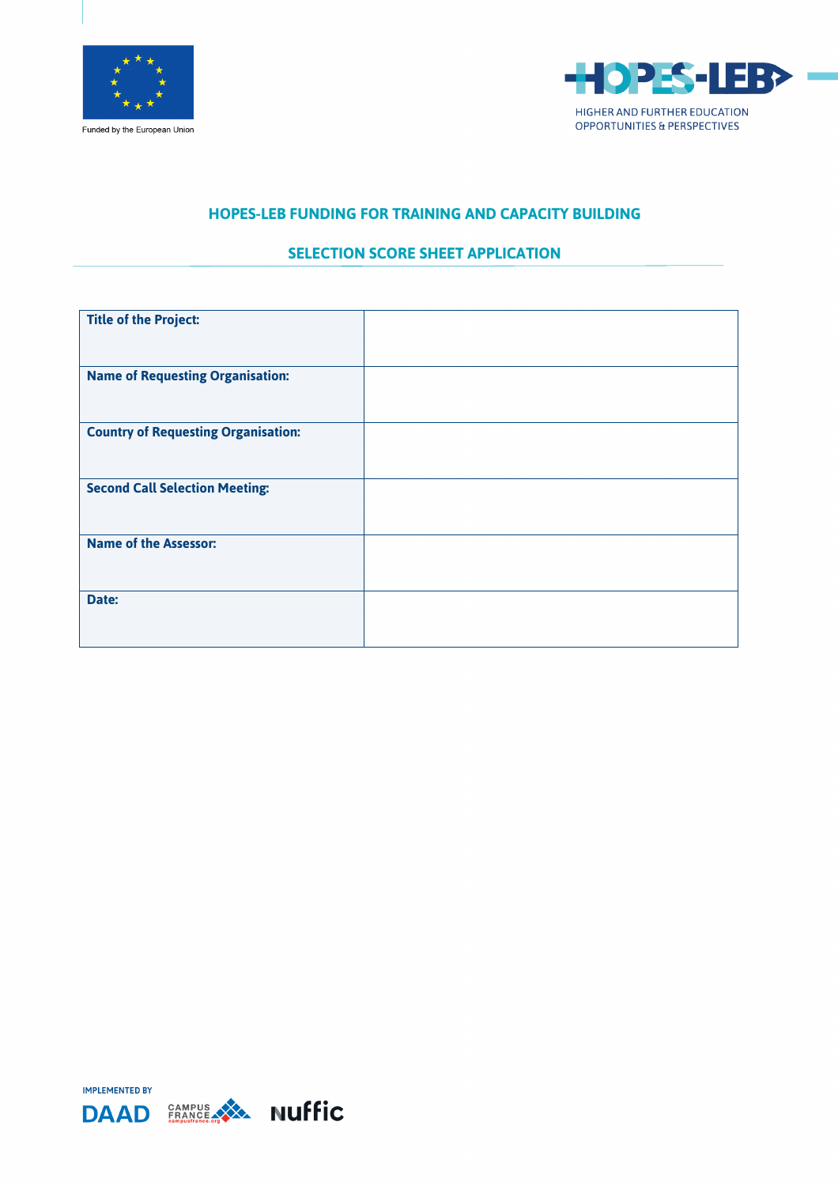Funded by the European Union

HOPES-LEB

HIGHER AND FURTHER EDUCATION OPPORTUNITIES & PERSPECTIVES

## HOPES-LEB FUNDING FOR TRAINING AND CAPACITY BUILDING

## SELECTION SCORE SHEET APPLICATION

| | |
|---|---|
| **Title of the Project:** | |
| **Name of Requesting Organisation:** | |
| **Country of Requesting Organisation:** | |
| **Second Call Selection Meeting:** | |
| **Name of the Assessor:** | |
| **Date:** | |

IMPLEMENTED BY

DAAD CAMPUS FRANCE Nuffic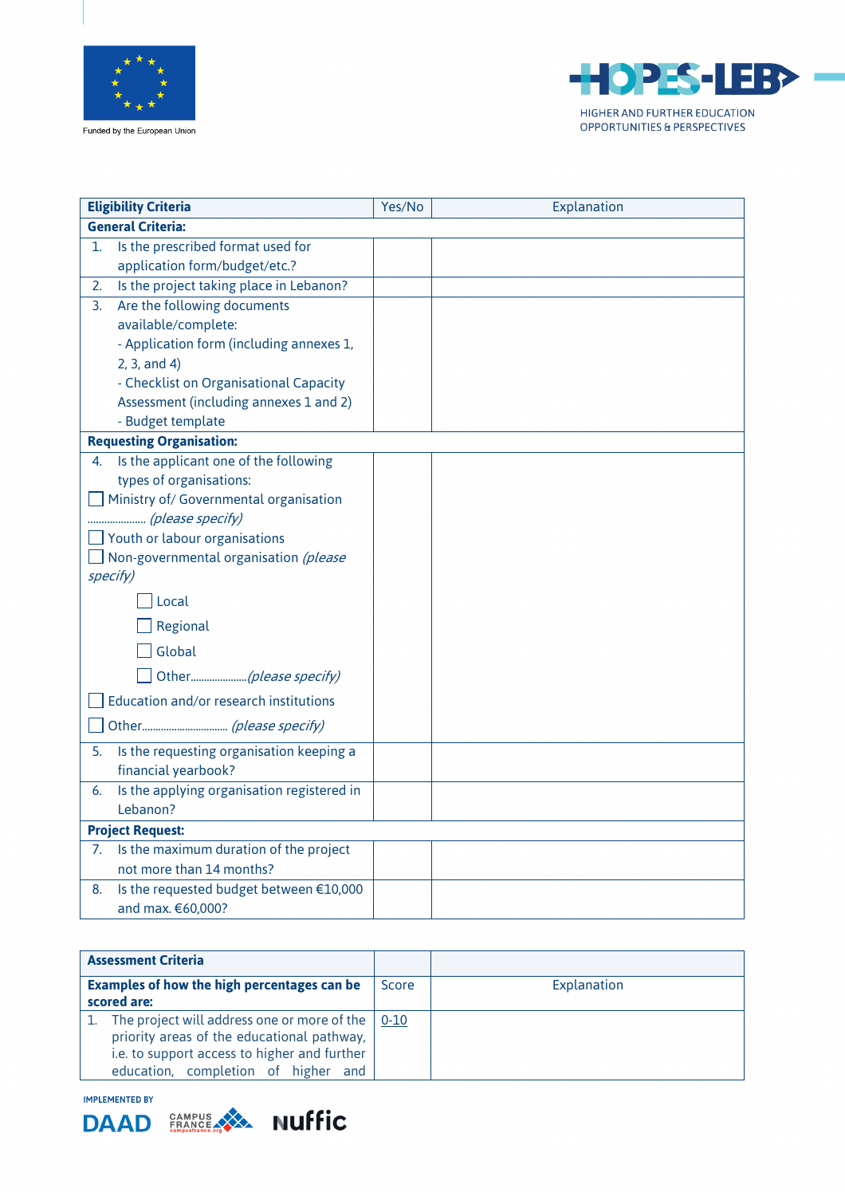Funded by the European Union

HIGHER AND FURTHER EDUCATION OPPORTUNITIES & PERSPECTIVES

| **Eligibility Criteria** | Yes/No | Explanation |
|---|---|---|
| **General Criteria:** | | |
| 1. Is the prescribed format used for application form/budget/etc.? | | |
| 2. Is the project taking place in Lebanon? | | |
| 3. Are the following documents available/complete:<br>- Application form (including annexes 1, 2, 3, and 4)<br>- Checklist on Organisational Capacity Assessment (including annexes 1 and 2)<br>- Budget template | | |
| **Requesting Organisation:** | | |
| 4. Is the applicant one of the following types of organisations:<br>☐ Ministry of/ Governmental organisation ..................... *(please specify)*<br>☐ Youth or labour organisations<br>☐ Non-governmental organisation *(please specify)*<br>☐ Local<br>☐ Regional<br>☐ Global<br>☐ Other.....................*(please specify)*<br>☐ Education and/or research institutions<br>☐ Other............................... *(please specify)* | | |
| 5. Is the requesting organisation keeping a financial yearbook? | | |
| 6. Is the applying organisation registered in Lebanon? | | |
| **Project Request:** | | |
| 7. Is the maximum duration of the project not more than 14 months? | | |
| 8. Is the requested budget between €10,000 and max. €60,000? | | |

| **Assessment Criteria** | | |
|---|---|---|
| **Examples of how the high percentages can be scored are:** | Score | Explanation |
| 1. The project will address one or more of the priority areas of the educational pathway, i.e. to support access to higher and further education, completion of higher and | 0-10 | |

IMPLEMENTED BY

DAAD CAMPUS FRANCE Nuffic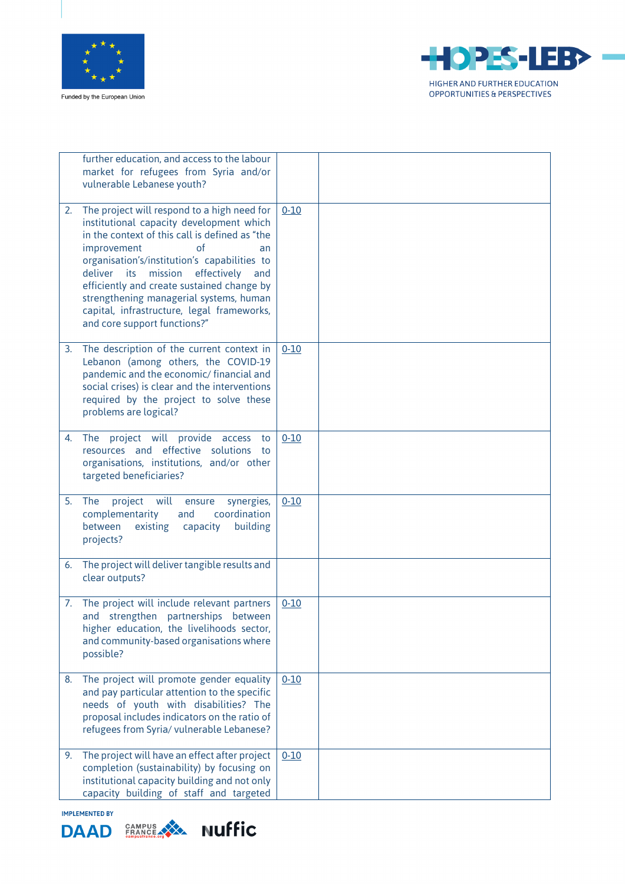| | | |
|---|---|---|
| further education, and access to the labour market for refugees from Syria and/or vulnerable Lebanese youth? | | |
| 2. The project will respond to a high need for institutional capacity development which in the context of this call is defined as "the improvement of an organisation's/institution's capabilities to deliver its mission effectively and efficiently and create sustained change by strengthening managerial systems, human capital, infrastructure, legal frameworks, and core support functions?" | 0-10 | |
| 3. The description of the current context in Lebanon (among others, the COVID-19 pandemic and the economic/ financial and social crises) is clear and the interventions required by the project to solve these problems are logical? | 0-10 | |
| 4. The project will provide access to resources and effective solutions to organisations, institutions, and/or other targeted beneficiaries? | 0-10 | |
| 5. The project will ensure synergies, complementarity and coordination between existing capacity building projects? | 0-10 | |
| 6. The project will deliver tangible results and clear outputs? | | |
| 7. The project will include relevant partners and strengthen partnerships between higher education, the livelihoods sector, and community-based organisations where possible? | 0-10 | |
| 8. The project will promote gender equality and pay particular attention to the specific needs of youth with disabilities? The proposal includes indicators on the ratio of refugees from Syria/ vulnerable Lebanese? | 0-10 | |
| 9. The project will have an effect after project completion (sustainability) by focusing on institutional capacity building and not only capacity building of staff and targeted | 0-10 | |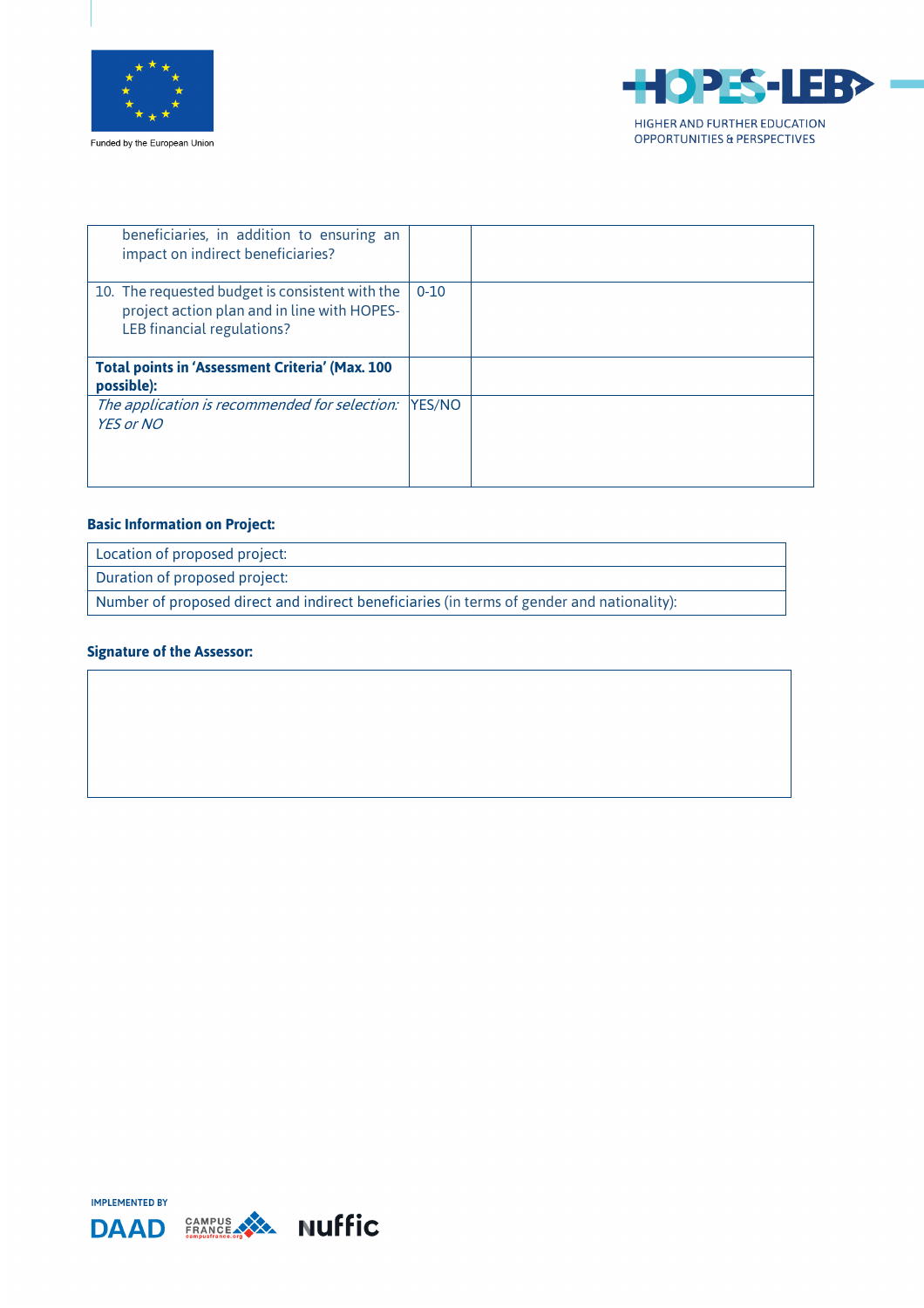| | | |
|---|---|---|
| beneficiaries, in addition to ensuring an impact on indirect beneficiaries? | | |
| 10. The requested budget is consistent with the project action plan and in line with HOPES-LEB financial regulations? | 0-10 | |
| **Total points in 'Assessment Criteria' (Max. 100 possible):** | | |
| *The application is recommended for selection: YES or NO* | YES/NO | |

**Basic Information on Project:**

| |
|---|
| Location of proposed project: |
| Duration of proposed project: |
| Number of proposed direct and indirect beneficiaries (in terms of gender and nationality): |

**Signature of the Assessor:**

| |
|---|
| |